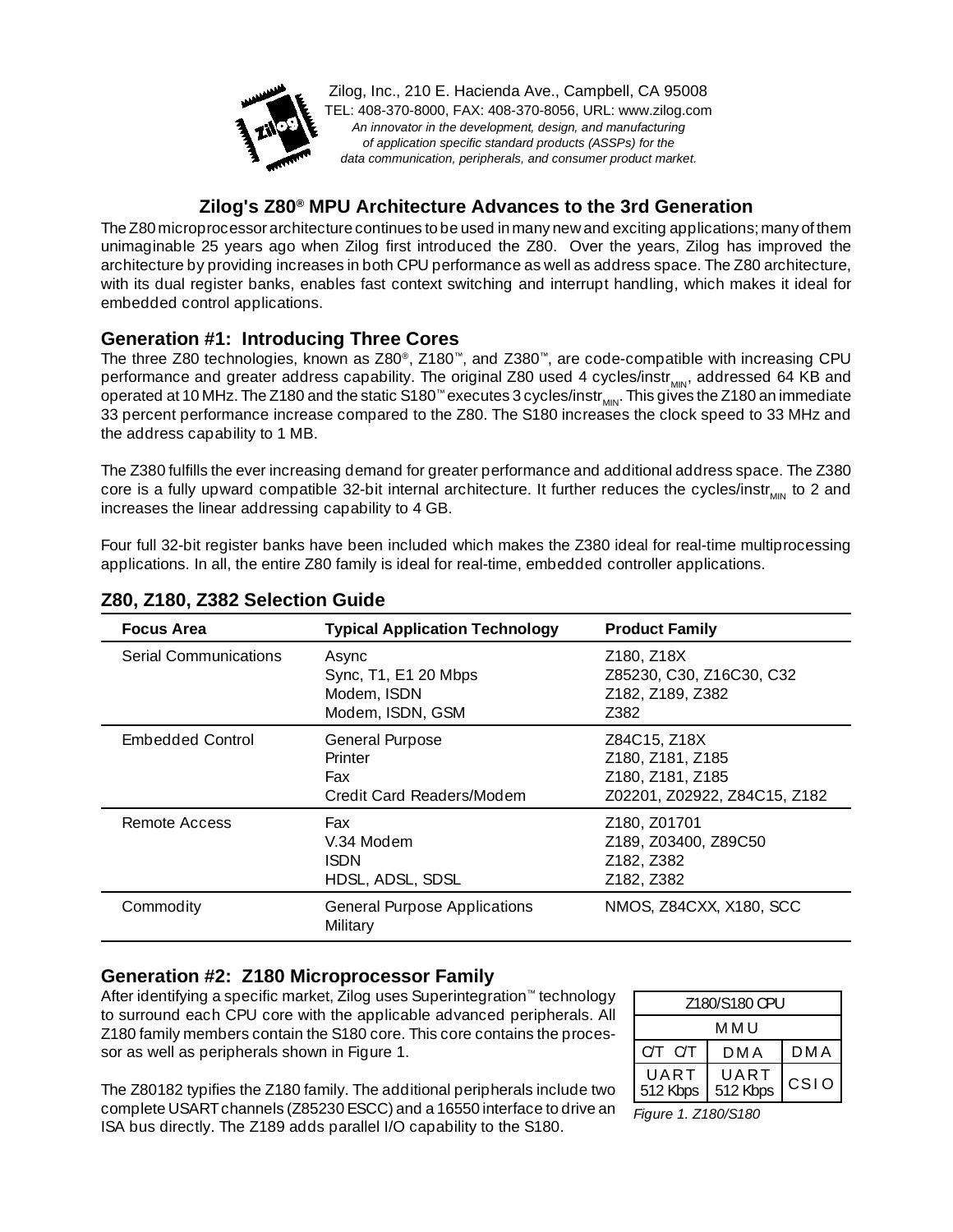Zilog, Inc., 210 E. Hacienda Ave., Campbell, CA 95008
TEL: 408-370-8000, FAX: 408-370-8056, URL: www.zilog.com
*An innovator in the development, design, and manufacturing of application specific standard products (ASSPs) for the data communication, peripherals, and consumer product market.*

## Zilog's Z80® MPU Architecture Advances to the 3rd Generation

The Z80 microprocessor architecture continues to be used in many new and exciting applications; many of them unimaginable 25 years ago when Zilog first introduced the Z80. Over the years, Zilog has improved the architecture by providing increases in both CPU performance as well as address space. The Z80 architecture, with its dual register banks, enables fast context switching and interrupt handling, which makes it ideal for embedded control applications.

### Generation #1: Introducing Three Cores

The three Z80 technologies, known as Z80®, Z180™, and Z380™, are code-compatible with increasing CPU performance and greater address capability. The original Z80 used 4 cycles/instr$_{MIN}$, addressed 64 KB and operated at 10 MHz. The Z180 and the static S180™ executes 3 cycles/instr$_{MIN}$. This gives the Z180 an immediate 33 percent performance increase compared to the Z80. The S180 increases the clock speed to 33 MHz and the address capability to 1 MB.

The Z380 fulfills the ever increasing demand for greater performance and additional address space. The Z380 core is a fully upward compatible 32-bit internal architecture. It further reduces the cycles/instr$_{MIN}$ to 2 and increases the linear addressing capability to 4 GB.

Four full 32-bit register banks have been included which makes the Z380 ideal for real-time multiprocessing applications. In all, the entire Z80 family is ideal for real-time, embedded controller applications.

### Z80, Z180, Z382 Selection Guide

| Focus Area | Typical Application Technology | Product Family |
|---|---|---|
| Serial Communications | Async<br>Sync, T1, E1 20 Mbps<br>Modem, ISDN<br>Modem, ISDN, GSM | Z180, Z18X<br>Z85230, C30, Z16C30, C32<br>Z182, Z189, Z382<br>Z382 |
| Embedded Control | General Purpose<br>Printer<br>Fax<br>Credit Card Readers/Modem | Z84C15, Z18X<br>Z180, Z181, Z185<br>Z180, Z181, Z185<br>Z02201, Z02922, Z84C15, Z182 |
| Remote Access | Fax<br>V.34 Modem<br>ISDN<br>HDSL, ADSL, SDSL | Z180, Z01701<br>Z189, Z03400, Z89C50<br>Z182, Z382<br>Z182, Z382 |
| Commodity | General Purpose Applications<br>Military | NMOS, Z84CXX, X180, SCC |

### Generation #2: Z180 Microprocessor Family

After identifying a specific market, Zilog uses Superintegration™ technology to surround each CPU core with the applicable advanced peripherals. All Z180 family members contain the S180 core. This core contains the processor as well as peripherals shown in Figure 1.

The Z80182 typifies the Z180 family. The additional peripherals include two complete USART channels (Z85230 ESCC) and a 16550 interface to drive an ISA bus directly. The Z189 adds parallel I/O capability to the S180.

| Z180/S180 CPU | | |
|---|---|---|
| MMU | | |
| C/T C/T | DMA | DMA |
| UART 512 Kbps | UART 512 Kbps | CSIO |

*Figure 1. Z180/S180*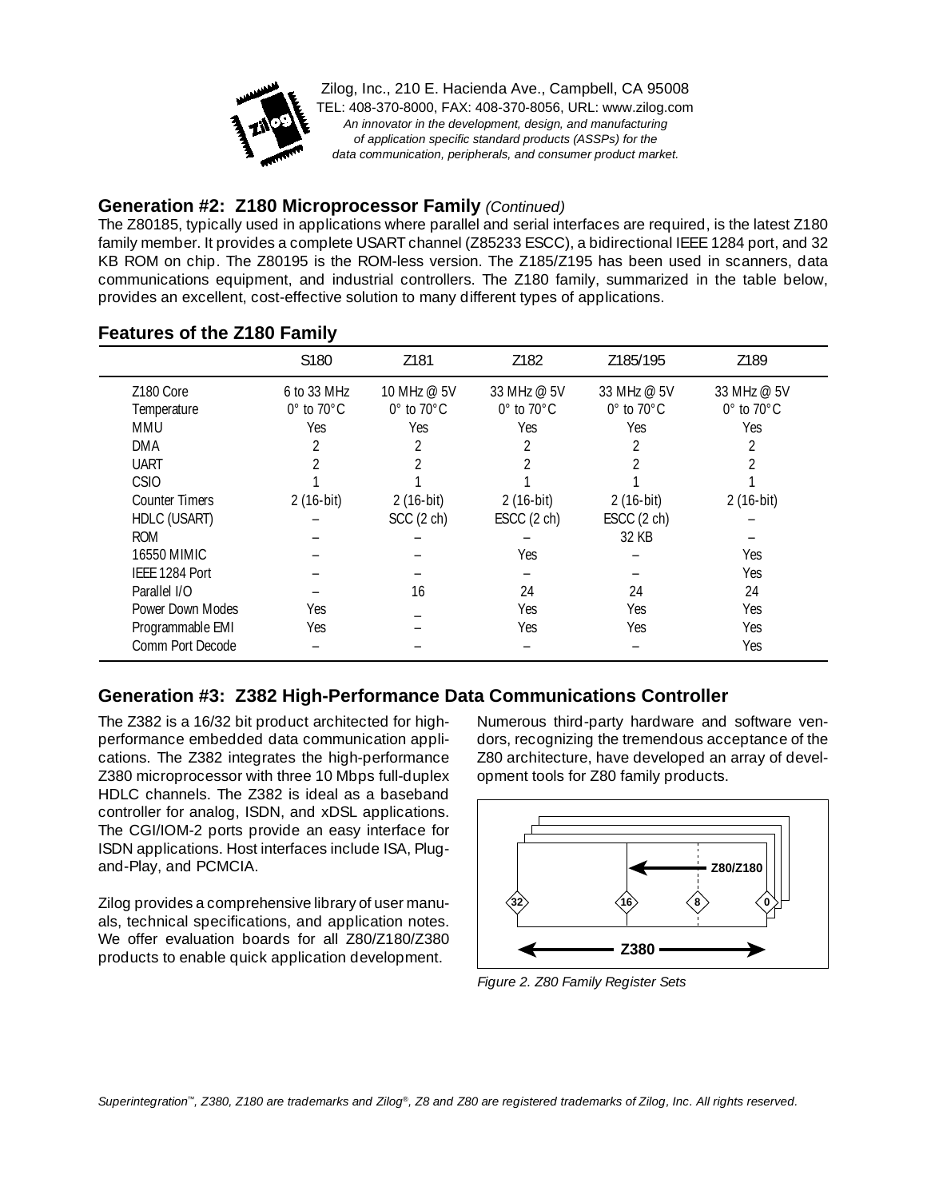Zilog, Inc., 210 E. Hacienda Ave., Campbell, CA 95008
TEL: 408-370-8000, FAX: 408-370-8056, URL: www.zilog.com
*An innovator in the development, design, and manufacturing of application specific standard products (ASSPs) for the data communication, peripherals, and consumer product market.*

## Generation #2: Z180 Microprocessor Family *(Continued)*

The Z80185, typically used in applications where parallel and serial interfaces are required, is the latest Z180 family member. It provides a complete USART channel (Z85233 ESCC), a bidirectional IEEE 1284 port, and 32 KB ROM on chip. The Z80195 is the ROM-less version. The Z185/Z195 has been used in scanners, data communications equipment, and industrial controllers. The Z180 family, summarized in the table below, provides an excellent, cost-effective solution to many different types of applications.

## Features of the Z180 Family

| | S180 | Z181 | Z182 | Z185/195 | Z189 |
|---|---|---|---|---|---|
| Z180 Core | 6 to 33 MHz | 10 MHz @ 5V | 33 MHz @ 5V | 33 MHz @ 5V | 33 MHz @ 5V |
| Temperature | 0° to 70°C | 0° to 70°C | 0° to 70°C | 0° to 70°C | 0° to 70°C |
| MMU | Yes | Yes | Yes | Yes | Yes |
| DMA | 2 | 2 | 2 | 2 | 2 |
| UART | 2 | 2 | 2 | 2 | 2 |
| CSIO | 1 | 1 | 1 | 1 | 1 |
| Counter Timers | 2 (16-bit) | 2 (16-bit) | 2 (16-bit) | 2 (16-bit) | 2 (16-bit) |
| HDLC (USART) | – | SCC (2 ch) | ESCC (2 ch) | ESCC (2 ch) | – |
| ROM | – | – | – | 32 KB | – |
| 16550 MIMIC | – | – | Yes | – | Yes |
| IEEE 1284 Port | – | – | – | – | Yes |
| Parallel I/O | – | 16 | 24 | 24 | 24 |
| Power Down Modes | Yes | – | Yes | Yes | Yes |
| Programmable EMI | Yes | – | Yes | Yes | Yes |
| Comm Port Decode | – | – | – | – | Yes |

## Generation #3: Z382 High-Performance Data Communications Controller

The Z382 is a 16/32 bit product architected for high-performance embedded data communication applications. The Z382 integrates the high-performance Z380 microprocessor with three 10 Mbps full-duplex HDLC channels. The Z382 is ideal as a baseband controller for analog, ISDN, and xDSL applications. The CGI/IOM-2 ports provide an easy interface for ISDN applications. Host interfaces include ISA, Plug-and-Play, and PCMCIA.

Zilog provides a comprehensive library of user manuals, technical specifications, and application notes. We offer evaluation boards for all Z80/Z180/Z380 products to enable quick application development.

Numerous third-party hardware and software vendors, recognizing the tremendous acceptance of the Z80 architecture, have developed an array of development tools for Z80 family products.

Z80/Z180
32
16
8
0
Z380

*Figure 2. Z80 Family Register Sets*

*Superintegration™, Z380, Z180 are trademarks and Zilog®, Z8 and Z80 are registered trademarks of Zilog, Inc. All rights reserved.*